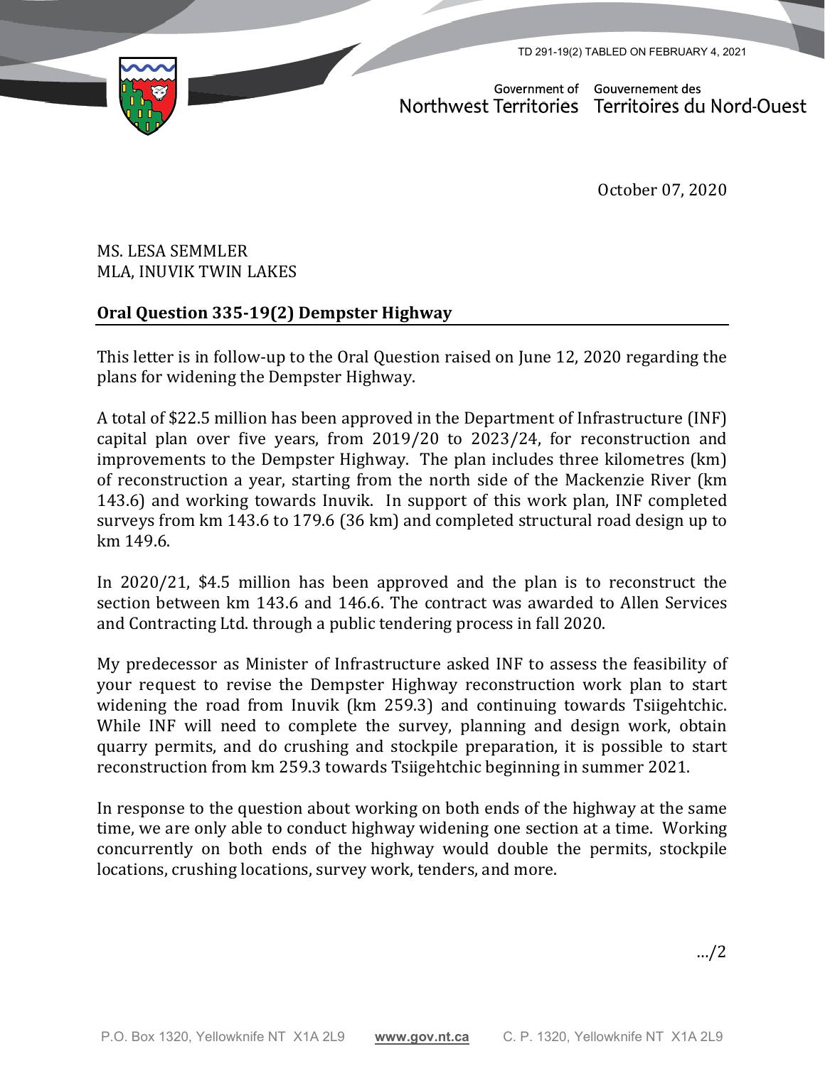TD 291-19(2) TABLED ON FEBRUARY 4, 2021

Government of Northwest Territories / Gouvernement des Territoires du Nord-Ouest

October 07, 2020

MS. LESA SEMMLER
MLA, INUVIK TWIN LAKES

**Oral Question 335-19(2) Dempster Highway**

This letter is in follow-up to the Oral Question raised on June 12, 2020 regarding the plans for widening the Dempster Highway.

A total of $22.5 million has been approved in the Department of Infrastructure (INF) capital plan over five years, from 2019/20 to 2023/24, for reconstruction and improvements to the Dempster Highway. The plan includes three kilometres (km) of reconstruction a year, starting from the north side of the Mackenzie River (km 143.6) and working towards Inuvik. In support of this work plan, INF completed surveys from km 143.6 to 179.6 (36 km) and completed structural road design up to km 149.6.

In 2020/21, $4.5 million has been approved and the plan is to reconstruct the section between km 143.6 and 146.6. The contract was awarded to Allen Services and Contracting Ltd. through a public tendering process in fall 2020.

My predecessor as Minister of Infrastructure asked INF to assess the feasibility of your request to revise the Dempster Highway reconstruction work plan to start widening the road from Inuvik (km 259.3) and continuing towards Tsiigehtchic. While INF will need to complete the survey, planning and design work, obtain quarry permits, and do crushing and stockpile preparation, it is possible to start reconstruction from km 259.3 towards Tsiigehtchic beginning in summer 2021.

In response to the question about working on both ends of the highway at the same time, we are only able to conduct highway widening one section at a time. Working concurrently on both ends of the highway would double the permits, stockpile locations, crushing locations, survey work, tenders, and more.

…/2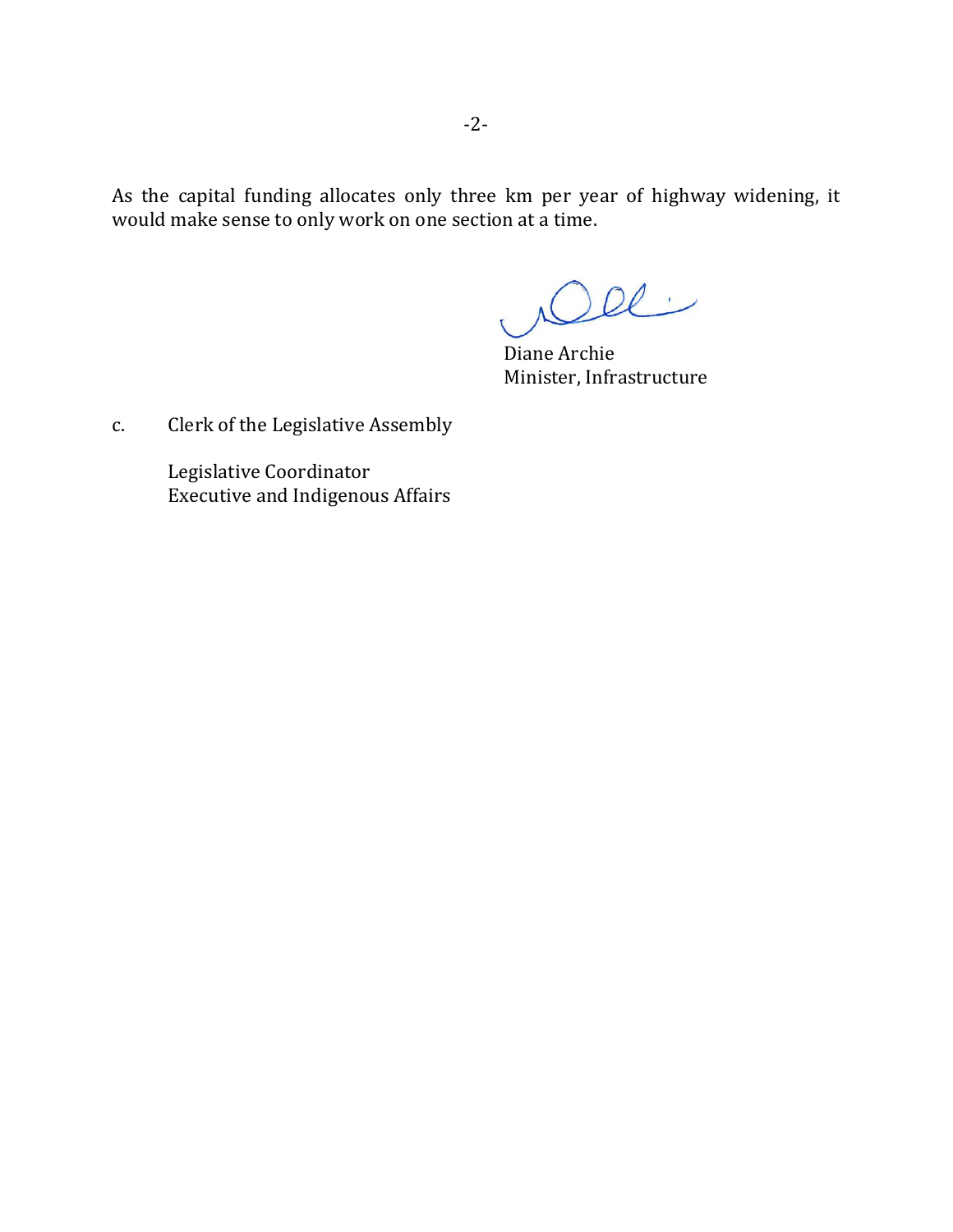As the capital funding allocates only three km per year of highway widening, it would make sense to only work on one section at a time.

Diane Archie
Minister, Infrastructure

c. Clerk of the Legislative Assembly

Legislative Coordinator
Executive and Indigenous Affairs